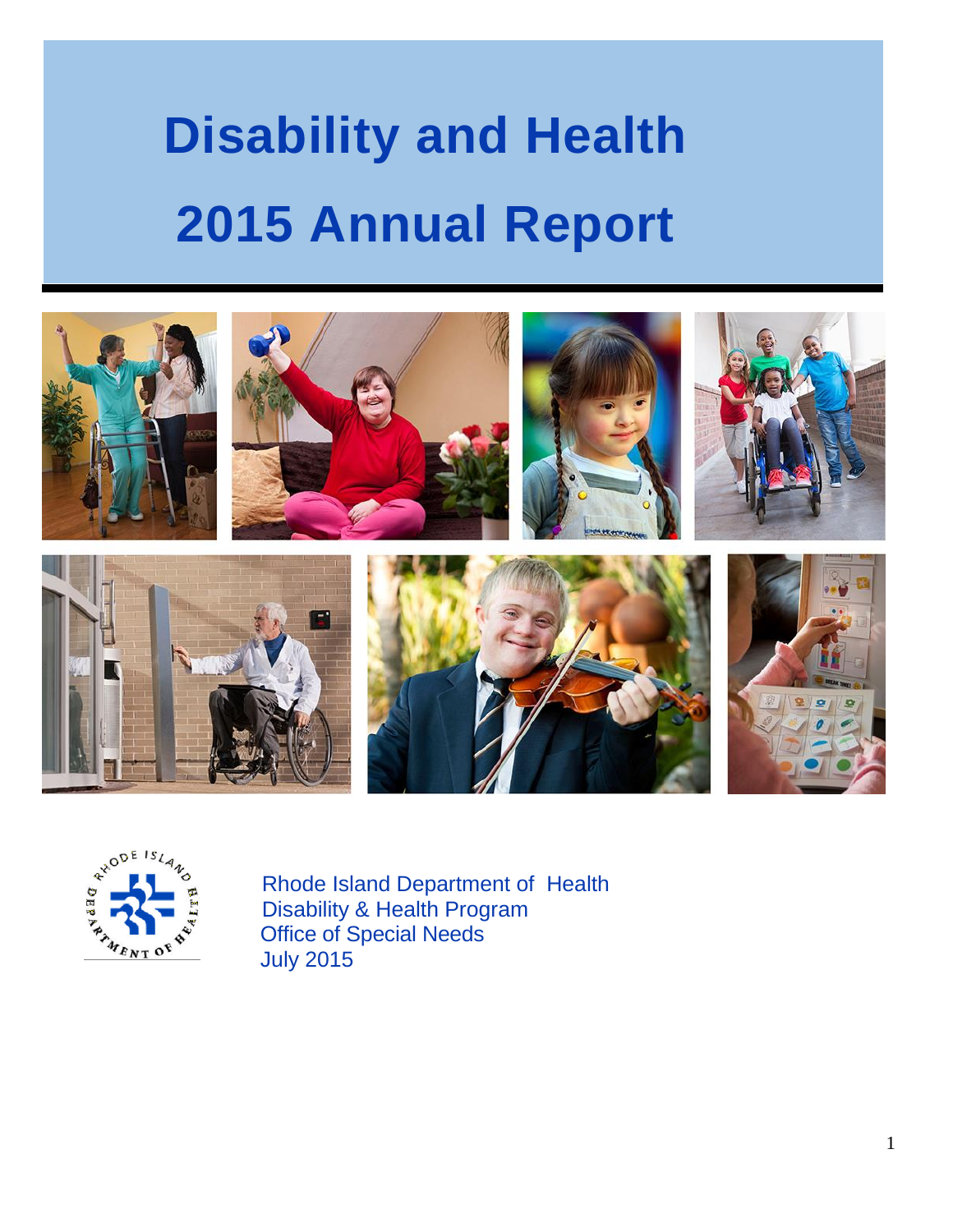# Disability and Health 2015 Annual Report

Rhode Island Department of Health
Disability & Health Program
Office of Special Needs
July 2015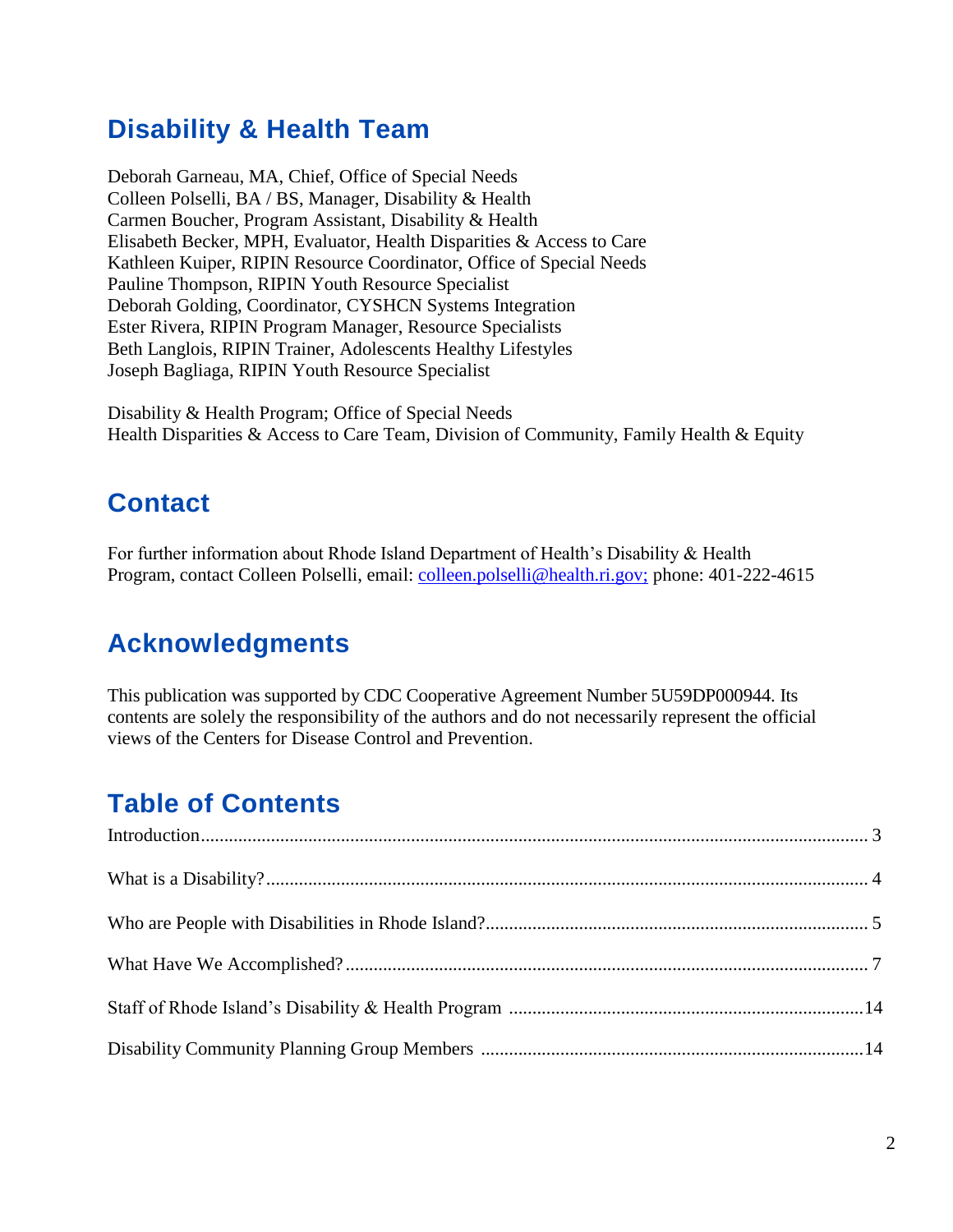## Disability & Health Team

Deborah Garneau, MA, Chief, Office of Special Needs
Colleen Polselli, BA / BS, Manager, Disability & Health
Carmen Boucher, Program Assistant, Disability & Health
Elisabeth Becker, MPH, Evaluator, Health Disparities & Access to Care
Kathleen Kuiper, RIPIN Resource Coordinator, Office of Special Needs
Pauline Thompson, RIPIN Youth Resource Specialist
Deborah Golding, Coordinator, CYSHCN Systems Integration
Ester Rivera, RIPIN Program Manager, Resource Specialists
Beth Langlois, RIPIN Trainer, Adolescents Healthy Lifestyles
Joseph Bagliaga, RIPIN Youth Resource Specialist

Disability & Health Program; Office of Special Needs
Health Disparities & Access to Care Team, Division of Community, Family Health & Equity

## Contact

For further information about Rhode Island Department of Health's Disability & Health Program, contact Colleen Polselli, email: colleen.polselli@health.ri.gov; phone: 401-222-4615

## Acknowledgments

This publication was supported by CDC Cooperative Agreement Number 5U59DP000944. Its contents are solely the responsibility of the authors and do not necessarily represent the official views of the Centers for Disease Control and Prevention.

## Table of Contents

Introduction .......... 3

What is a Disability? .......... 4

Who are People with Disabilities in Rhode Island? .......... 5

What Have We Accomplished? .......... 7

Staff of Rhode Island's Disability & Health Program .......... 14

Disability Community Planning Group Members .......... 14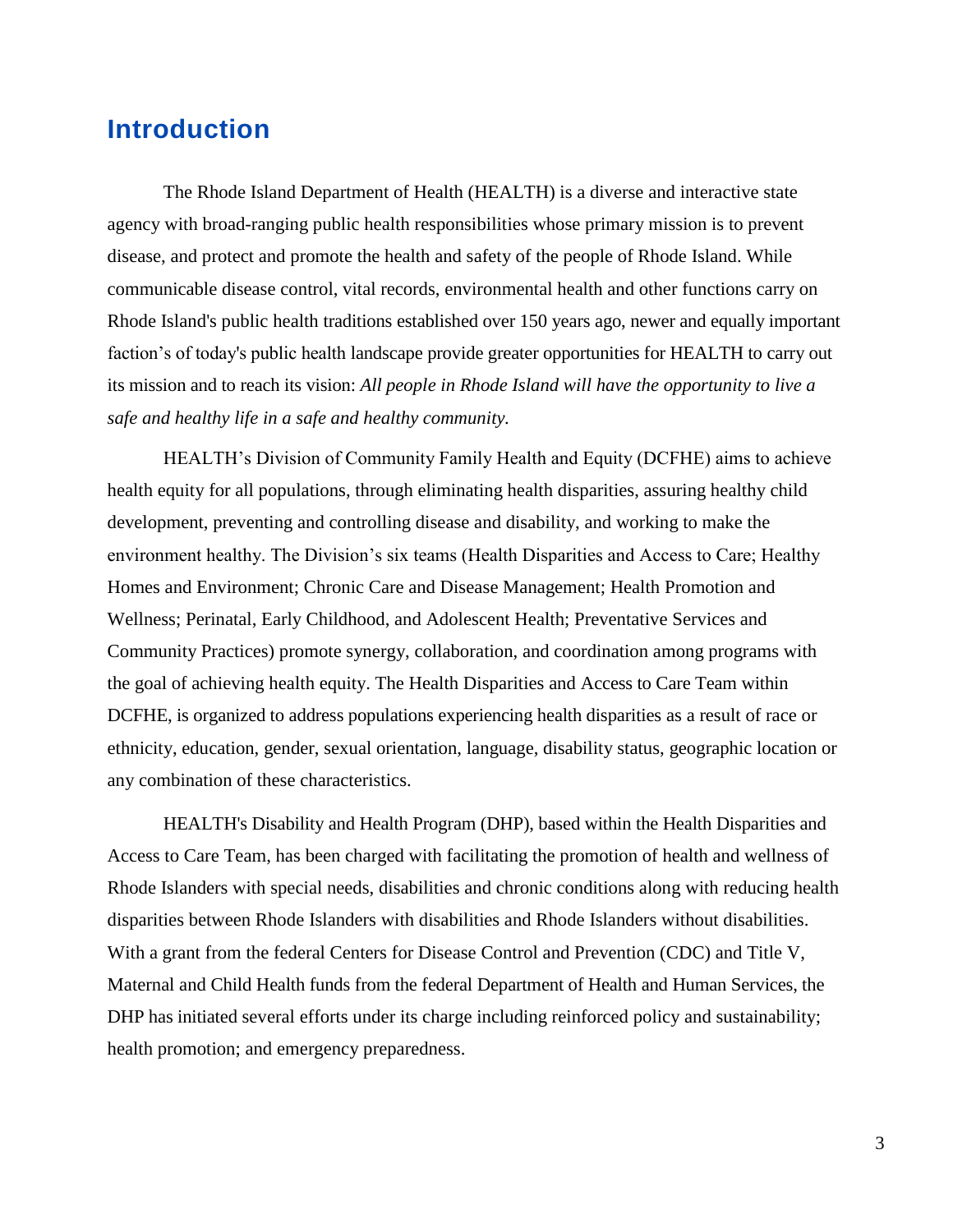## Introduction

The Rhode Island Department of Health (HEALTH) is a diverse and interactive state agency with broad-ranging public health responsibilities whose primary mission is to prevent disease, and protect and promote the health and safety of the people of Rhode Island. While communicable disease control, vital records, environmental health and other functions carry on Rhode Island's public health traditions established over 150 years ago, newer and equally important faction's of today's public health landscape provide greater opportunities for HEALTH to carry out its mission and to reach its vision: *All people in Rhode Island will have the opportunity to live a safe and healthy life in a safe and healthy community.*

HEALTH's Division of Community Family Health and Equity (DCFHE) aims to achieve health equity for all populations, through eliminating health disparities, assuring healthy child development, preventing and controlling disease and disability, and working to make the environment healthy. The Division's six teams (Health Disparities and Access to Care; Healthy Homes and Environment; Chronic Care and Disease Management; Health Promotion and Wellness; Perinatal, Early Childhood, and Adolescent Health; Preventative Services and Community Practices) promote synergy, collaboration, and coordination among programs with the goal of achieving health equity. The Health Disparities and Access to Care Team within DCFHE, is organized to address populations experiencing health disparities as a result of race or ethnicity, education, gender, sexual orientation, language, disability status, geographic location or any combination of these characteristics.

HEALTH's Disability and Health Program (DHP), based within the Health Disparities and Access to Care Team, has been charged with facilitating the promotion of health and wellness of Rhode Islanders with special needs, disabilities and chronic conditions along with reducing health disparities between Rhode Islanders with disabilities and Rhode Islanders without disabilities. With a grant from the federal Centers for Disease Control and Prevention (CDC) and Title V, Maternal and Child Health funds from the federal Department of Health and Human Services, the DHP has initiated several efforts under its charge including reinforced policy and sustainability; health promotion; and emergency preparedness.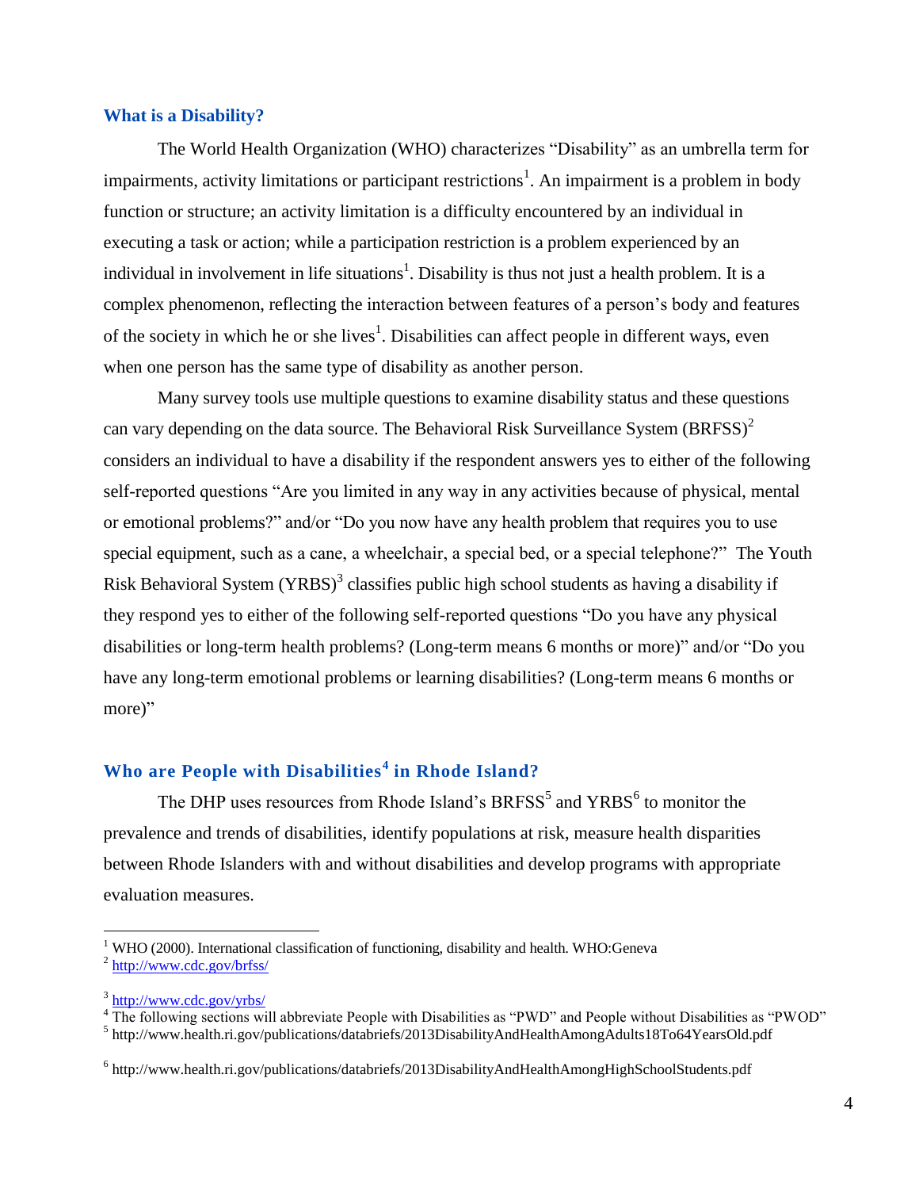## What is a Disability?

The World Health Organization (WHO) characterizes "Disability" as an umbrella term for impairments, activity limitations or participant restrictions[1]. An impairment is a problem in body function or structure; an activity limitation is a difficulty encountered by an individual in executing a task or action; while a participation restriction is a problem experienced by an individual in involvement in life situations[1]. Disability is thus not just a health problem. It is a complex phenomenon, reflecting the interaction between features of a person's body and features of the society in which he or she lives[1]. Disabilities can affect people in different ways, even when one person has the same type of disability as another person.

Many survey tools use multiple questions to examine disability status and these questions can vary depending on the data source. The Behavioral Risk Surveillance System (BRFSS)[2] considers an individual to have a disability if the respondent answers yes to either of the following self-reported questions "Are you limited in any way in any activities because of physical, mental or emotional problems?" and/or "Do you now have any health problem that requires you to use special equipment, such as a cane, a wheelchair, a special bed, or a special telephone?" The Youth Risk Behavioral System (YRBS)[3] classifies public high school students as having a disability if they respond yes to either of the following self-reported questions "Do you have any physical disabilities or long-term health problems? (Long-term means 6 months or more)" and/or "Do you have any long-term emotional problems or learning disabilities? (Long-term means 6 months or more)"

## Who are People with Disabilities[4] in Rhode Island?

The DHP uses resources from Rhode Island's BRFSS[5] and YRBS[6] to monitor the prevalence and trends of disabilities, identify populations at risk, measure health disparities between Rhode Islanders with and without disabilities and develop programs with appropriate evaluation measures.

---

[1] WHO (2000). International classification of functioning, disability and health. WHO:Geneva

[2] http://www.cdc.gov/brfss/

[3] http://www.cdc.gov/yrbs/

[4] The following sections will abbreviate People with Disabilities as "PWD" and People without Disabilities as "PWOD"

[5] http://www.health.ri.gov/publications/databriefs/2013DisabilityAndHealthAmongAdults18To64YearsOld.pdf

[6] http://www.health.ri.gov/publications/databriefs/2013DisabilityAndHealthAmongHighSchoolStudents.pdf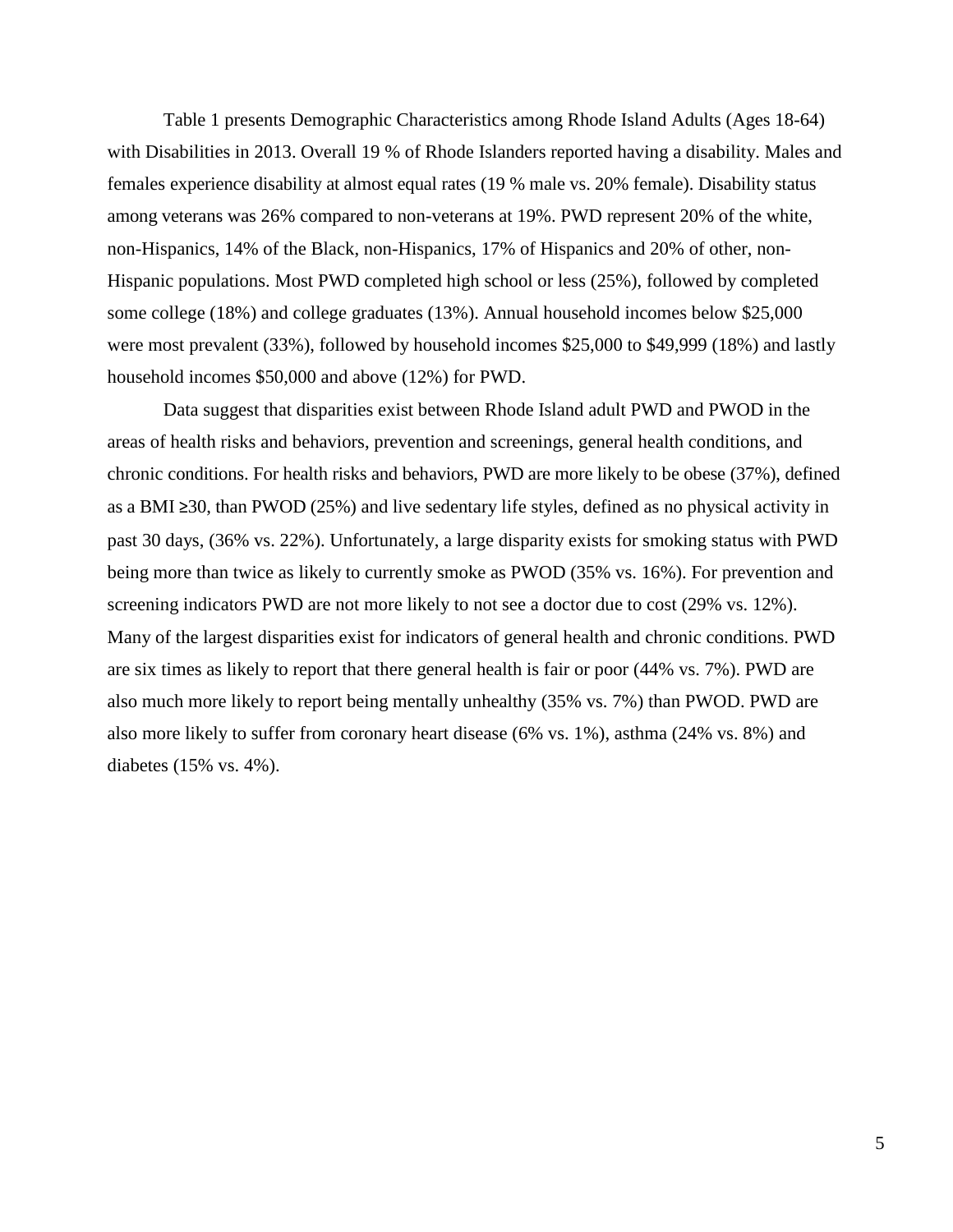Table 1 presents Demographic Characteristics among Rhode Island Adults (Ages 18-64) with Disabilities in 2013. Overall 19 % of Rhode Islanders reported having a disability. Males and females experience disability at almost equal rates (19 % male vs. 20% female). Disability status among veterans was 26% compared to non-veterans at 19%. PWD represent 20% of the white, non-Hispanics, 14% of the Black, non-Hispanics, 17% of Hispanics and 20% of other, non-Hispanic populations. Most PWD completed high school or less (25%), followed by completed some college (18%) and college graduates (13%). Annual household incomes below $25,000 were most prevalent (33%), followed by household incomes $25,000 to $49,999 (18%) and lastly household incomes $50,000 and above (12%) for PWD.

Data suggest that disparities exist between Rhode Island adult PWD and PWOD in the areas of health risks and behaviors, prevention and screenings, general health conditions, and chronic conditions. For health risks and behaviors, PWD are more likely to be obese (37%), defined as a BMI ≥30, than PWOD (25%) and live sedentary life styles, defined as no physical activity in past 30 days, (36% vs. 22%). Unfortunately, a large disparity exists for smoking status with PWD being more than twice as likely to currently smoke as PWOD (35% vs. 16%). For prevention and screening indicators PWD are not more likely to not see a doctor due to cost (29% vs. 12%). Many of the largest disparities exist for indicators of general health and chronic conditions. PWD are six times as likely to report that there general health is fair or poor (44% vs. 7%). PWD are also much more likely to report being mentally unhealthy (35% vs. 7%) than PWOD. PWD are also more likely to suffer from coronary heart disease (6% vs. 1%), asthma (24% vs. 8%) and diabetes (15% vs. 4%).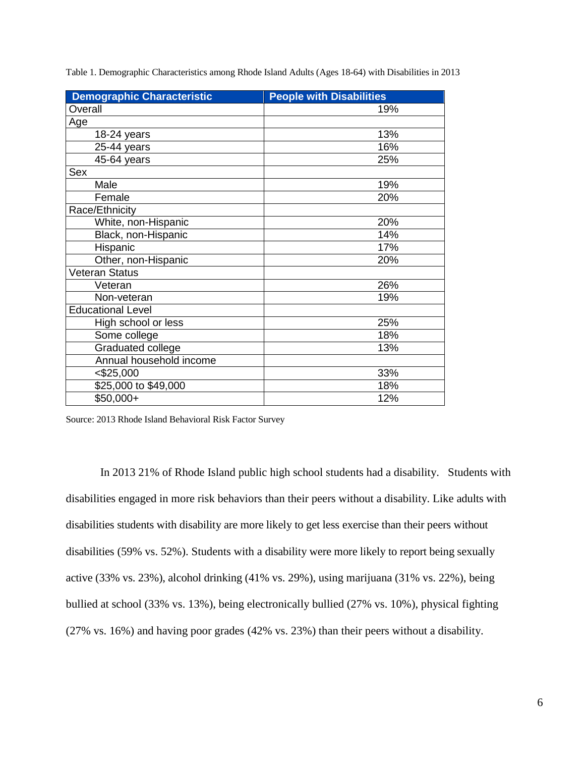Table 1. Demographic Characteristics among Rhode Island Adults (Ages 18-64) with Disabilities in 2013

| Demographic Characteristic | People with Disabilities |
| --- | --- |
| Overall | 19% |
| Age | |
| 18-24 years | 13% |
| 25-44 years | 16% |
| 45-64 years | 25% |
| Sex | |
| Male | 19% |
| Female | 20% |
| Race/Ethnicity | |
| White, non-Hispanic | 20% |
| Black, non-Hispanic | 14% |
| Hispanic | 17% |
| Other, non-Hispanic | 20% |
| Veteran Status | |
| Veteran | 26% |
| Non-veteran | 19% |
| Educational Level | |
| High school or less | 25% |
| Some college | 18% |
| Graduated college | 13% |
| Annual household income | |
| <$25,000 | 33% |
| $25,000 to $49,000 | 18% |
| $50,000+ | 12% |

Source: 2013 Rhode Island Behavioral Risk Factor Survey

In 2013 21% of Rhode Island public high school students had a disability. Students with disabilities engaged in more risk behaviors than their peers without a disability. Like adults with disabilities students with disability are more likely to get less exercise than their peers without disabilities (59% vs. 52%). Students with a disability were more likely to report being sexually active (33% vs. 23%), alcohol drinking (41% vs. 29%), using marijuana (31% vs. 22%), being bullied at school (33% vs. 13%), being electronically bullied (27% vs. 10%), physical fighting (27% vs. 16%) and having poor grades (42% vs. 23%) than their peers without a disability.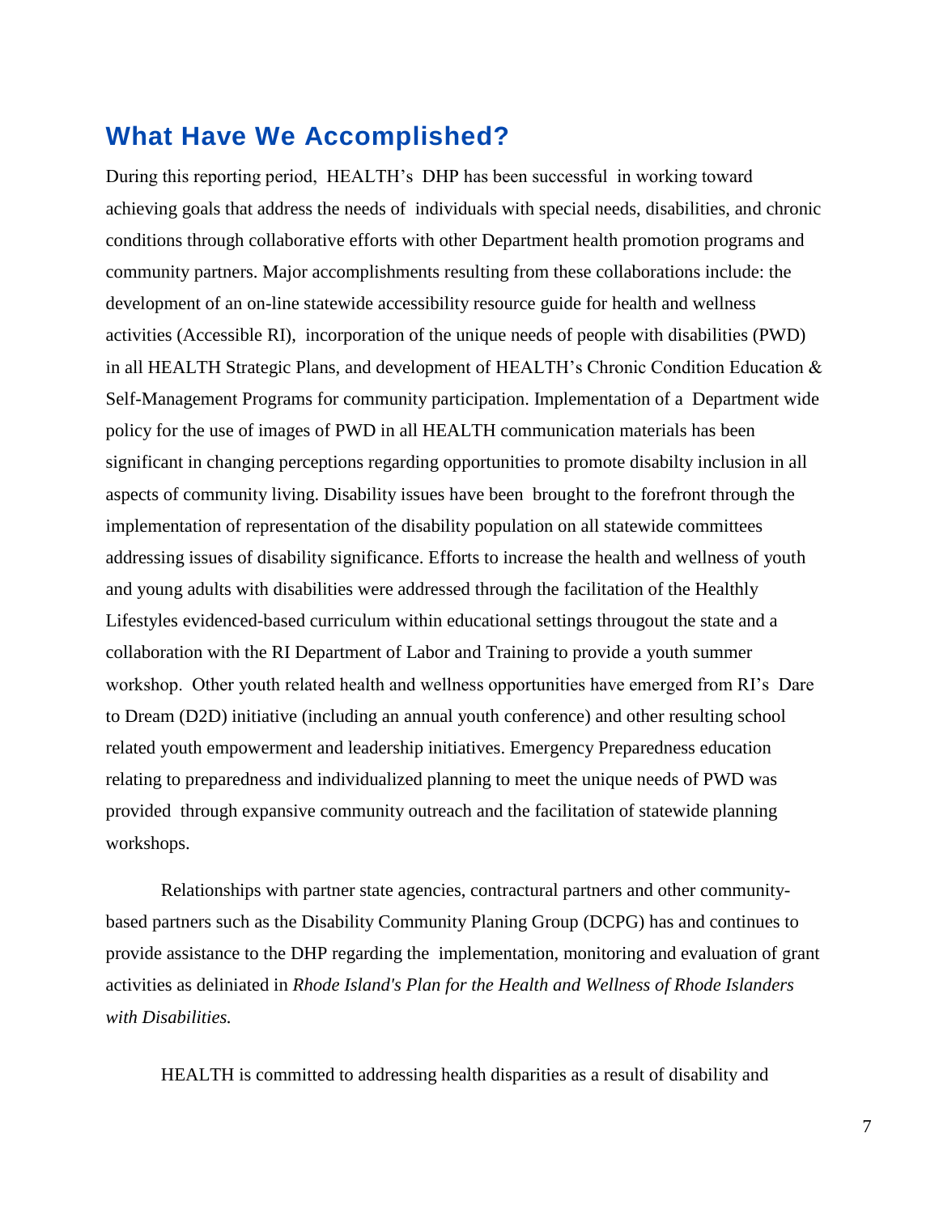## What Have We Accomplished?

During this reporting period, HEALTH's DHP has been successful in working toward achieving goals that address the needs of individuals with special needs, disabilities, and chronic conditions through collaborative efforts with other Department health promotion programs and community partners. Major accomplishments resulting from these collaborations include: the development of an on-line statewide accessibility resource guide for health and wellness activities (Accessible RI), incorporation of the unique needs of people with disabilities (PWD) in all HEALTH Strategic Plans, and development of HEALTH's Chronic Condition Education & Self-Management Programs for community participation. Implementation of a Department wide policy for the use of images of PWD in all HEALTH communication materials has been significant in changing perceptions regarding opportunities to promote disabilty inclusion in all aspects of community living. Disability issues have been brought to the forefront through the implementation of representation of the disability population on all statewide committees addressing issues of disability significance. Efforts to increase the health and wellness of youth and young adults with disabilities were addressed through the facilitation of the Healthly Lifestyles evidenced-based curriculum within educational settings througout the state and a collaboration with the RI Department of Labor and Training to provide a youth summer workshop. Other youth related health and wellness opportunities have emerged from RI's Dare to Dream (D2D) initiative (including an annual youth conference) and other resulting school related youth empowerment and leadership initiatives. Emergency Preparedness education relating to preparedness and individualized planning to meet the unique needs of PWD was provided through expansive community outreach and the facilitation of statewide planning workshops.

Relationships with partner state agencies, contractural partners and other community-based partners such as the Disability Community Planing Group (DCPG) has and continues to provide assistance to the DHP regarding the implementation, monitoring and evaluation of grant activities as deliniated in *Rhode Island's Plan for the Health and Wellness of Rhode Islanders with Disabilities.*

HEALTH is committed to addressing health disparities as a result of disability and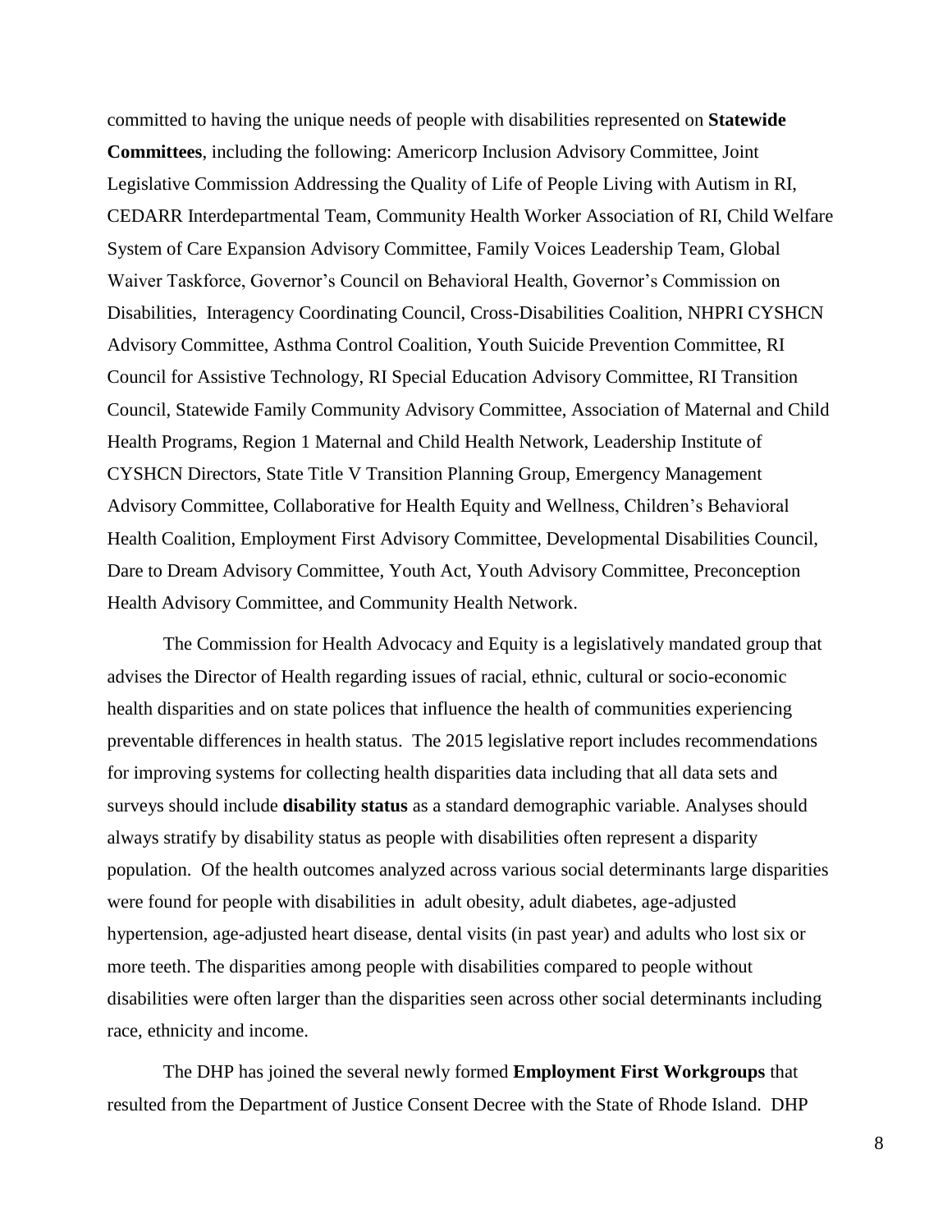committed to having the unique needs of people with disabilities represented on **Statewide Committees**, including the following: Americorp Inclusion Advisory Committee, Joint Legislative Commission Addressing the Quality of Life of People Living with Autism in RI, CEDARR Interdepartmental Team, Community Health Worker Association of RI, Child Welfare System of Care Expansion Advisory Committee, Family Voices Leadership Team, Global Waiver Taskforce, Governor's Council on Behavioral Health, Governor's Commission on Disabilities, Interagency Coordinating Council, Cross-Disabilities Coalition, NHPRI CYSHCN Advisory Committee, Asthma Control Coalition, Youth Suicide Prevention Committee, RI Council for Assistive Technology, RI Special Education Advisory Committee, RI Transition Council, Statewide Family Community Advisory Committee, Association of Maternal and Child Health Programs, Region 1 Maternal and Child Health Network, Leadership Institute of CYSHCN Directors, State Title V Transition Planning Group, Emergency Management Advisory Committee, Collaborative for Health Equity and Wellness, Children's Behavioral Health Coalition, Employment First Advisory Committee, Developmental Disabilities Council, Dare to Dream Advisory Committee, Youth Act, Youth Advisory Committee, Preconception Health Advisory Committee, and Community Health Network.

The Commission for Health Advocacy and Equity is a legislatively mandated group that advises the Director of Health regarding issues of racial, ethnic, cultural or socio-economic health disparities and on state polices that influence the health of communities experiencing preventable differences in health status. The 2015 legislative report includes recommendations for improving systems for collecting health disparities data including that all data sets and surveys should include **disability status** as a standard demographic variable. Analyses should always stratify by disability status as people with disabilities often represent a disparity population. Of the health outcomes analyzed across various social determinants large disparities were found for people with disabilities in adult obesity, adult diabetes, age-adjusted hypertension, age-adjusted heart disease, dental visits (in past year) and adults who lost six or more teeth. The disparities among people with disabilities compared to people without disabilities were often larger than the disparities seen across other social determinants including race, ethnicity and income.

The DHP has joined the several newly formed **Employment First Workgroups** that resulted from the Department of Justice Consent Decree with the State of Rhode Island. DHP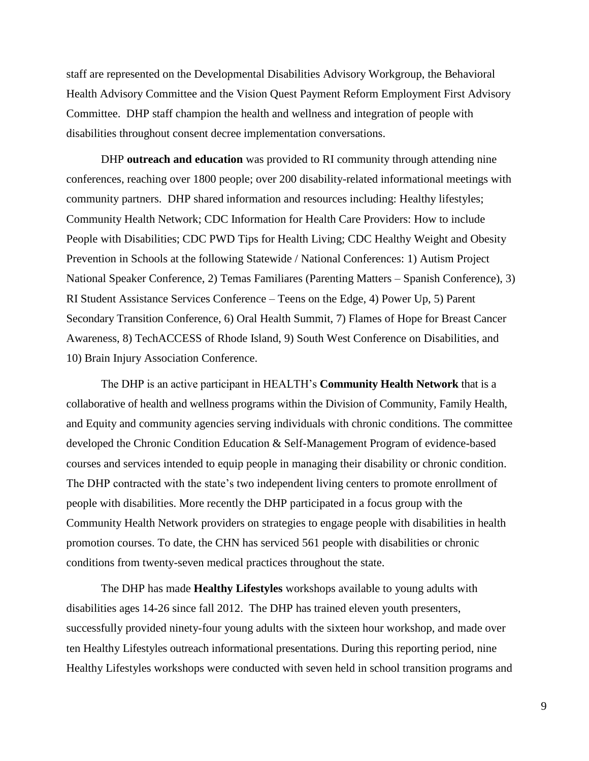staff are represented on the Developmental Disabilities Advisory Workgroup, the Behavioral Health Advisory Committee and the Vision Quest Payment Reform Employment First Advisory Committee. DHP staff champion the health and wellness and integration of people with disabilities throughout consent decree implementation conversations.

DHP **outreach and education** was provided to RI community through attending nine conferences, reaching over 1800 people; over 200 disability-related informational meetings with community partners. DHP shared information and resources including: Healthy lifestyles; Community Health Network; CDC Information for Health Care Providers: How to include People with Disabilities; CDC PWD Tips for Health Living; CDC Healthy Weight and Obesity Prevention in Schools at the following Statewide / National Conferences: 1) Autism Project National Speaker Conference, 2) Temas Familiares (Parenting Matters – Spanish Conference), 3) RI Student Assistance Services Conference – Teens on the Edge, 4) Power Up, 5) Parent Secondary Transition Conference, 6) Oral Health Summit, 7) Flames of Hope for Breast Cancer Awareness, 8) TechACCESS of Rhode Island, 9) South West Conference on Disabilities, and 10) Brain Injury Association Conference.

The DHP is an active participant in HEALTH's **Community Health Network** that is a collaborative of health and wellness programs within the Division of Community, Family Health, and Equity and community agencies serving individuals with chronic conditions. The committee developed the Chronic Condition Education & Self-Management Program of evidence-based courses and services intended to equip people in managing their disability or chronic condition. The DHP contracted with the state's two independent living centers to promote enrollment of people with disabilities. More recently the DHP participated in a focus group with the Community Health Network providers on strategies to engage people with disabilities in health promotion courses. To date, the CHN has serviced 561 people with disabilities or chronic conditions from twenty-seven medical practices throughout the state.

The DHP has made **Healthy Lifestyles** workshops available to young adults with disabilities ages 14-26 since fall 2012. The DHP has trained eleven youth presenters, successfully provided ninety-four young adults with the sixteen hour workshop, and made over ten Healthy Lifestyles outreach informational presentations. During this reporting period, nine Healthy Lifestyles workshops were conducted with seven held in school transition programs and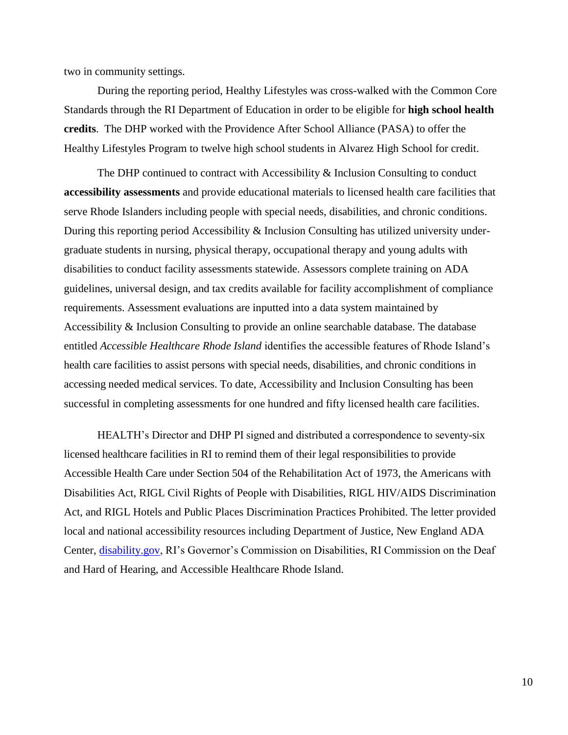two in community settings.

During the reporting period, Healthy Lifestyles was cross-walked with the Common Core Standards through the RI Department of Education in order to be eligible for **high school health credits**. The DHP worked with the Providence After School Alliance (PASA) to offer the Healthy Lifestyles Program to twelve high school students in Alvarez High School for credit.

The DHP continued to contract with Accessibility & Inclusion Consulting to conduct **accessibility assessments** and provide educational materials to licensed health care facilities that serve Rhode Islanders including people with special needs, disabilities, and chronic conditions. During this reporting period Accessibility & Inclusion Consulting has utilized university under-graduate students in nursing, physical therapy, occupational therapy and young adults with disabilities to conduct facility assessments statewide. Assessors complete training on ADA guidelines, universal design, and tax credits available for facility accomplishment of compliance requirements. Assessment evaluations are inputted into a data system maintained by Accessibility & Inclusion Consulting to provide an online searchable database. The database entitled *Accessible Healthcare Rhode Island* identifies the accessible features of Rhode Island's health care facilities to assist persons with special needs, disabilities, and chronic conditions in accessing needed medical services. To date, Accessibility and Inclusion Consulting has been successful in completing assessments for one hundred and fifty licensed health care facilities.

HEALTH's Director and DHP PI signed and distributed a correspondence to seventy-six licensed healthcare facilities in RI to remind them of their legal responsibilities to provide Accessible Health Care under Section 504 of the Rehabilitation Act of 1973, the Americans with Disabilities Act, RIGL Civil Rights of People with Disabilities, RIGL HIV/AIDS Discrimination Act, and RIGL Hotels and Public Places Discrimination Practices Prohibited. The letter provided local and national accessibility resources including Department of Justice, New England ADA Center, disability.gov, RI's Governor's Commission on Disabilities, RI Commission on the Deaf and Hard of Hearing, and Accessible Healthcare Rhode Island.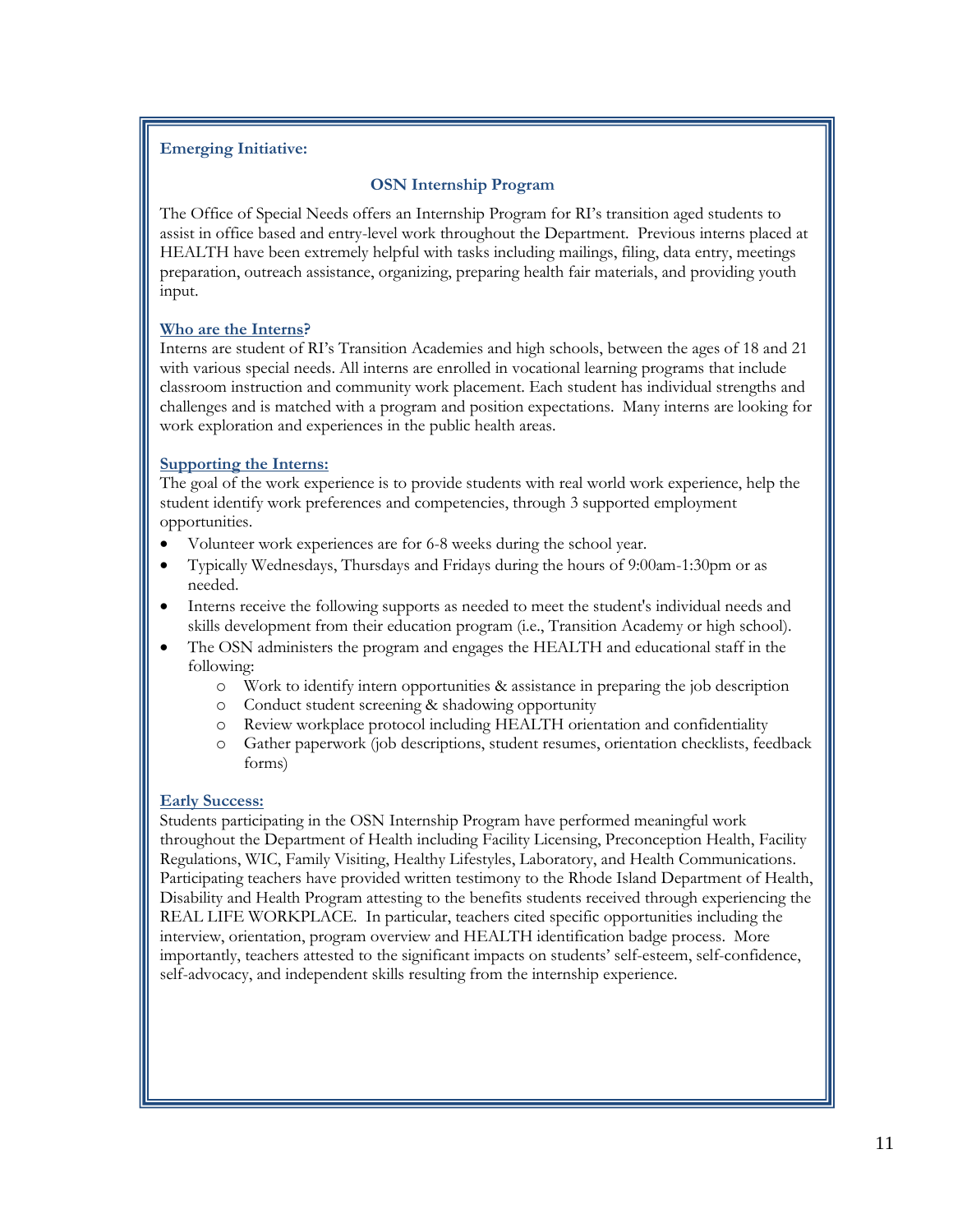**Emerging Initiative:**

## OSN Internship Program

The Office of Special Needs offers an Internship Program for RI's transition aged students to assist in office based and entry-level work throughout the Department. Previous interns placed at HEALTH have been extremely helpful with tasks including mailings, filing, data entry, meetings preparation, outreach assistance, organizing, preparing health fair materials, and providing youth input.

### Who are the Interns?

Interns are student of RI's Transition Academies and high schools, between the ages of 18 and 21 with various special needs. All interns are enrolled in vocational learning programs that include classroom instruction and community work placement. Each student has individual strengths and challenges and is matched with a program and position expectations. Many interns are looking for work exploration and experiences in the public health areas.

### Supporting the Interns:

The goal of the work experience is to provide students with real world work experience, help the student identify work preferences and competencies, through 3 supported employment opportunities.

- Volunteer work experiences are for 6-8 weeks during the school year.
- Typically Wednesdays, Thursdays and Fridays during the hours of 9:00am-1:30pm or as needed.
- Interns receive the following supports as needed to meet the student's individual needs and skills development from their education program (i.e., Transition Academy or high school).
- The OSN administers the program and engages the HEALTH and educational staff in the following:
    - Work to identify intern opportunities & assistance in preparing the job description
    - Conduct student screening & shadowing opportunity
    - Review workplace protocol including HEALTH orientation and confidentiality
    - Gather paperwork (job descriptions, student resumes, orientation checklists, feedback forms)

### Early Success:

Students participating in the OSN Internship Program have performed meaningful work throughout the Department of Health including Facility Licensing, Preconception Health, Facility Regulations, WIC, Family Visiting, Healthy Lifestyles, Laboratory, and Health Communications. Participating teachers have provided written testimony to the Rhode Island Department of Health, Disability and Health Program attesting to the benefits students received through experiencing the REAL LIFE WORKPLACE. In particular, teachers cited specific opportunities including the interview, orientation, program overview and HEALTH identification badge process. More importantly, teachers attested to the significant impacts on students' self-esteem, self-confidence, self-advocacy, and independent skills resulting from the internship experience.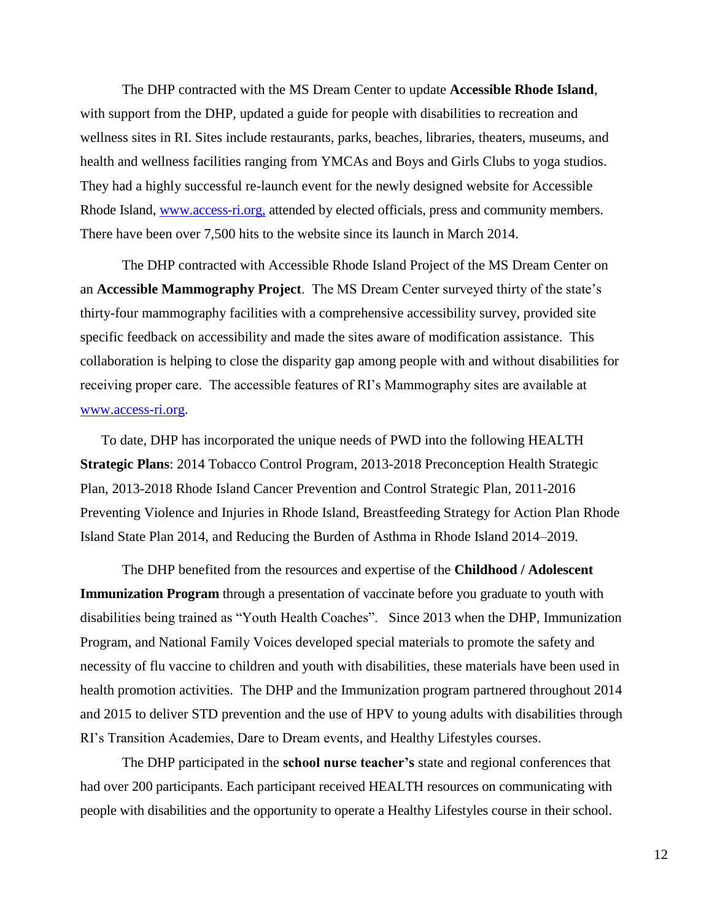The DHP contracted with the MS Dream Center to update **Accessible Rhode Island**, with support from the DHP, updated a guide for people with disabilities to recreation and wellness sites in RI. Sites include restaurants, parks, beaches, libraries, theaters, museums, and health and wellness facilities ranging from YMCAs and Boys and Girls Clubs to yoga studios. They had a highly successful re-launch event for the newly designed website for Accessible Rhode Island, [www.access-ri.org,](www.access-ri.org) attended by elected officials, press and community members. There have been over 7,500 hits to the website since its launch in March 2014.

The DHP contracted with Accessible Rhode Island Project of the MS Dream Center on an **Accessible Mammography Project**. The MS Dream Center surveyed thirty of the state's thirty-four mammography facilities with a comprehensive accessibility survey, provided site specific feedback on accessibility and made the sites aware of modification assistance. This collaboration is helping to close the disparity gap among people with and without disabilities for receiving proper care. The accessible features of RI's Mammography sites are available at [www.access-ri.org](www.access-ri.org).

To date, DHP has incorporated the unique needs of PWD into the following HEALTH **Strategic Plans**: 2014 Tobacco Control Program, 2013-2018 Preconception Health Strategic Plan, 2013-2018 Rhode Island Cancer Prevention and Control Strategic Plan, 2011-2016 Preventing Violence and Injuries in Rhode Island, Breastfeeding Strategy for Action Plan Rhode Island State Plan 2014, and Reducing the Burden of Asthma in Rhode Island 2014–2019.

The DHP benefited from the resources and expertise of the **Childhood / Adolescent Immunization Program** through a presentation of vaccinate before you graduate to youth with disabilities being trained as "Youth Health Coaches". Since 2013 when the DHP, Immunization Program, and National Family Voices developed special materials to promote the safety and necessity of flu vaccine to children and youth with disabilities, these materials have been used in health promotion activities. The DHP and the Immunization program partnered throughout 2014 and 2015 to deliver STD prevention and the use of HPV to young adults with disabilities through RI's Transition Academies, Dare to Dream events, and Healthy Lifestyles courses.

The DHP participated in the **school nurse teacher's** state and regional conferences that had over 200 participants. Each participant received HEALTH resources on communicating with people with disabilities and the opportunity to operate a Healthy Lifestyles course in their school.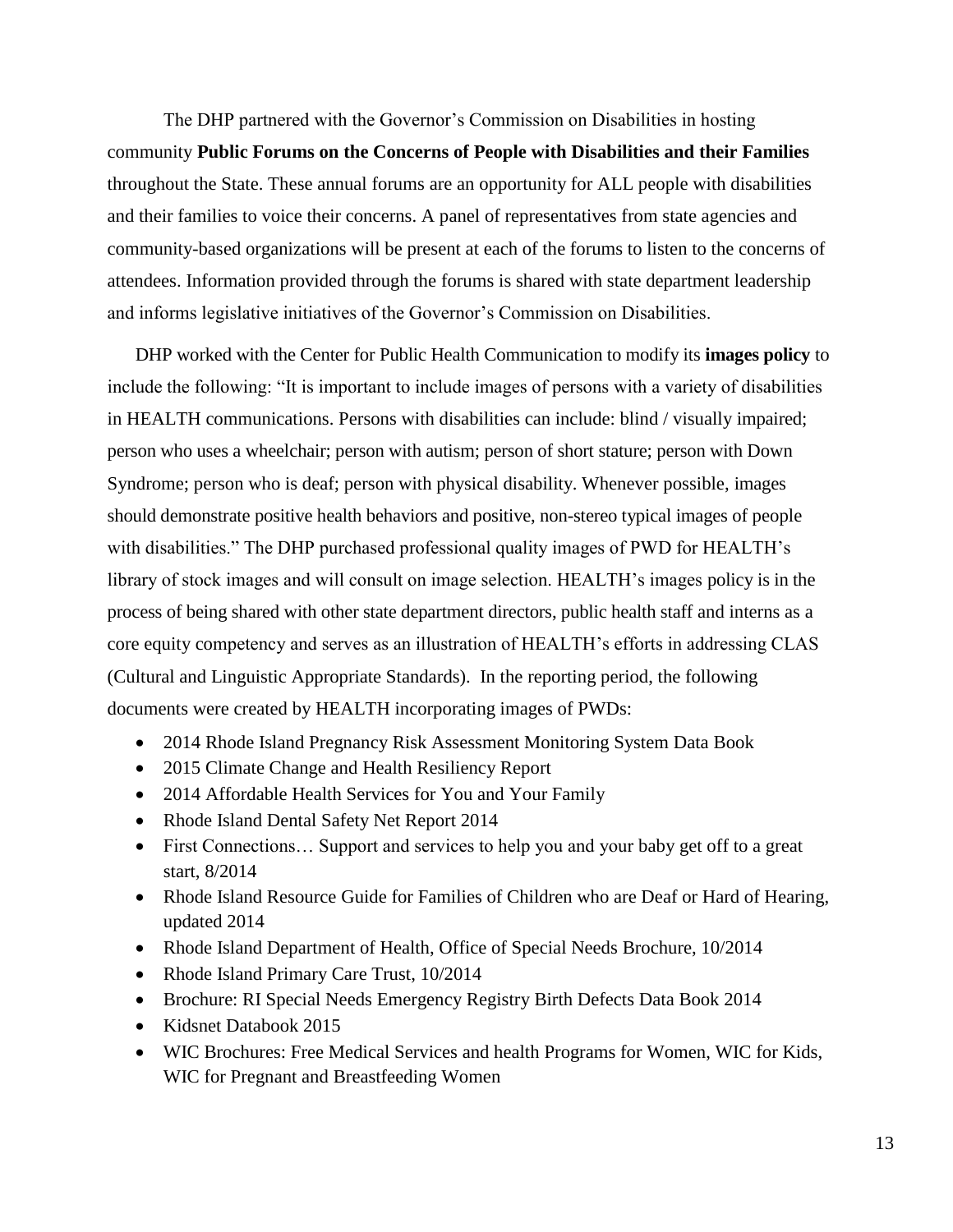The DHP partnered with the Governor's Commission on Disabilities in hosting community **Public Forums on the Concerns of People with Disabilities and their Families** throughout the State. These annual forums are an opportunity for ALL people with disabilities and their families to voice their concerns. A panel of representatives from state agencies and community-based organizations will be present at each of the forums to listen to the concerns of attendees. Information provided through the forums is shared with state department leadership and informs legislative initiatives of the Governor's Commission on Disabilities.

DHP worked with the Center for Public Health Communication to modify its **images policy** to include the following: "It is important to include images of persons with a variety of disabilities in HEALTH communications. Persons with disabilities can include: blind / visually impaired; person who uses a wheelchair; person with autism; person of short stature; person with Down Syndrome; person who is deaf; person with physical disability. Whenever possible, images should demonstrate positive health behaviors and positive, non-stereo typical images of people with disabilities." The DHP purchased professional quality images of PWD for HEALTH's library of stock images and will consult on image selection. HEALTH's images policy is in the process of being shared with other state department directors, public health staff and interns as a core equity competency and serves as an illustration of HEALTH's efforts in addressing CLAS (Cultural and Linguistic Appropriate Standards). In the reporting period, the following documents were created by HEALTH incorporating images of PWDs:

- 2014 Rhode Island Pregnancy Risk Assessment Monitoring System Data Book
- 2015 Climate Change and Health Resiliency Report
- 2014 Affordable Health Services for You and Your Family
- Rhode Island Dental Safety Net Report 2014
- First Connections… Support and services to help you and your baby get off to a great start, 8/2014
- Rhode Island Resource Guide for Families of Children who are Deaf or Hard of Hearing, updated 2014
- Rhode Island Department of Health, Office of Special Needs Brochure, 10/2014
- Rhode Island Primary Care Trust, 10/2014
- Brochure: RI Special Needs Emergency Registry Birth Defects Data Book 2014
- Kidsnet Databook 2015
- WIC Brochures: Free Medical Services and health Programs for Women, WIC for Kids, WIC for Pregnant and Breastfeeding Women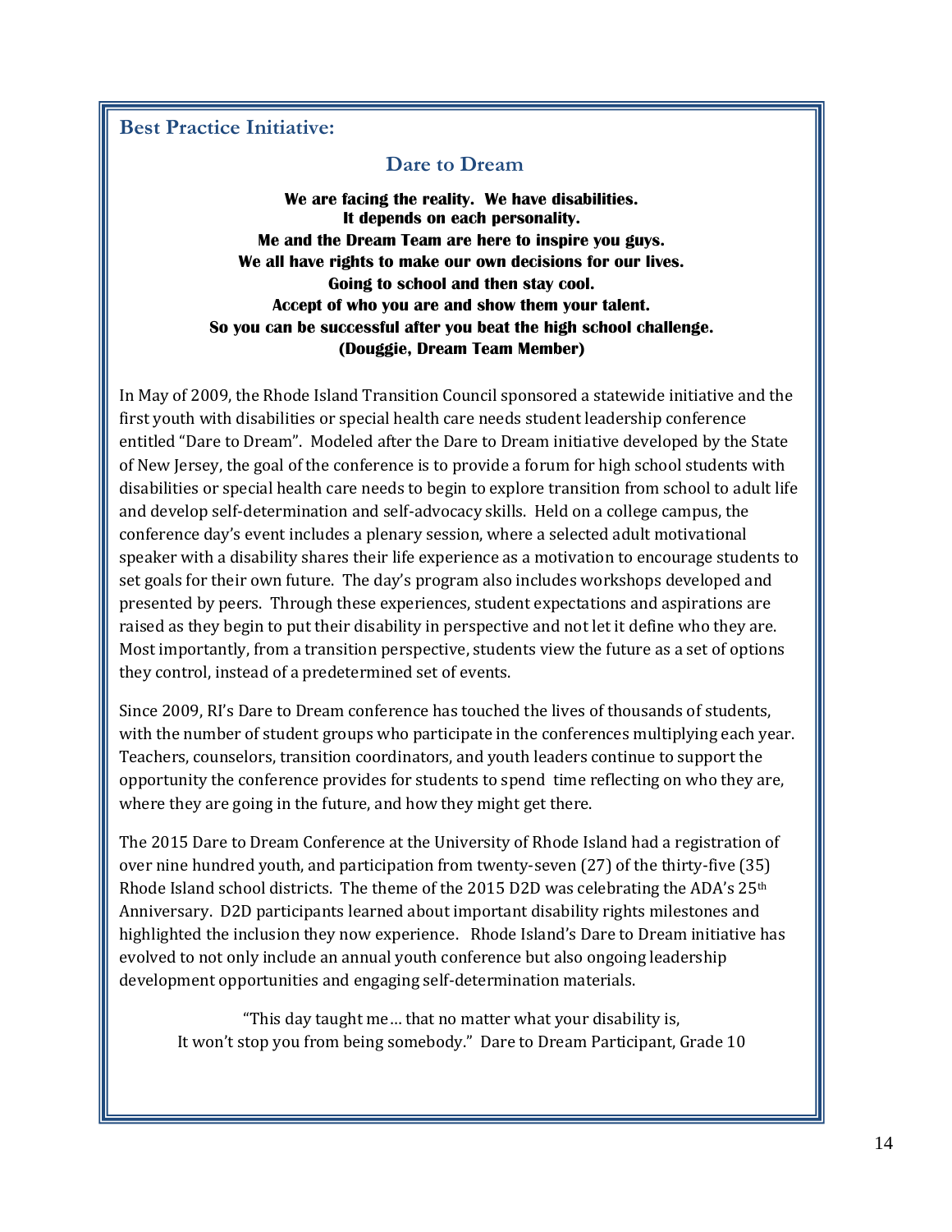**Best Practice Initiative:**

## Dare to Dream

**We are facing the reality. We have disabilities.**
**It depends on each personality.**
**Me and the Dream Team are here to inspire you guys.**
**We all have rights to make our own decisions for our lives.**
**Going to school and then stay cool.**
**Accept of who you are and show them your talent.**
**So you can be successful after you beat the high school challenge.**
**(Douggie, Dream Team Member)**

In May of 2009, the Rhode Island Transition Council sponsored a statewide initiative and the first youth with disabilities or special health care needs student leadership conference entitled "Dare to Dream". Modeled after the Dare to Dream initiative developed by the State of New Jersey, the goal of the conference is to provide a forum for high school students with disabilities or special health care needs to begin to explore transition from school to adult life and develop self-determination and self-advocacy skills. Held on a college campus, the conference day's event includes a plenary session, where a selected adult motivational speaker with a disability shares their life experience as a motivation to encourage students to set goals for their own future. The day's program also includes workshops developed and presented by peers. Through these experiences, student expectations and aspirations are raised as they begin to put their disability in perspective and not let it define who they are. Most importantly, from a transition perspective, students view the future as a set of options they control, instead of a predetermined set of events.

Since 2009, RI's Dare to Dream conference has touched the lives of thousands of students, with the number of student groups who participate in the conferences multiplying each year. Teachers, counselors, transition coordinators, and youth leaders continue to support the opportunity the conference provides for students to spend time reflecting on who they are, where they are going in the future, and how they might get there.

The 2015 Dare to Dream Conference at the University of Rhode Island had a registration of over nine hundred youth, and participation from twenty-seven (27) of the thirty-five (35) Rhode Island school districts. The theme of the 2015 D2D was celebrating the ADA's 25th Anniversary. D2D participants learned about important disability rights milestones and highlighted the inclusion they now experience. Rhode Island's Dare to Dream initiative has evolved to not only include an annual youth conference but also ongoing leadership development opportunities and engaging self-determination materials.

"This day taught me… that no matter what your disability is,
It won't stop you from being somebody." Dare to Dream Participant, Grade 10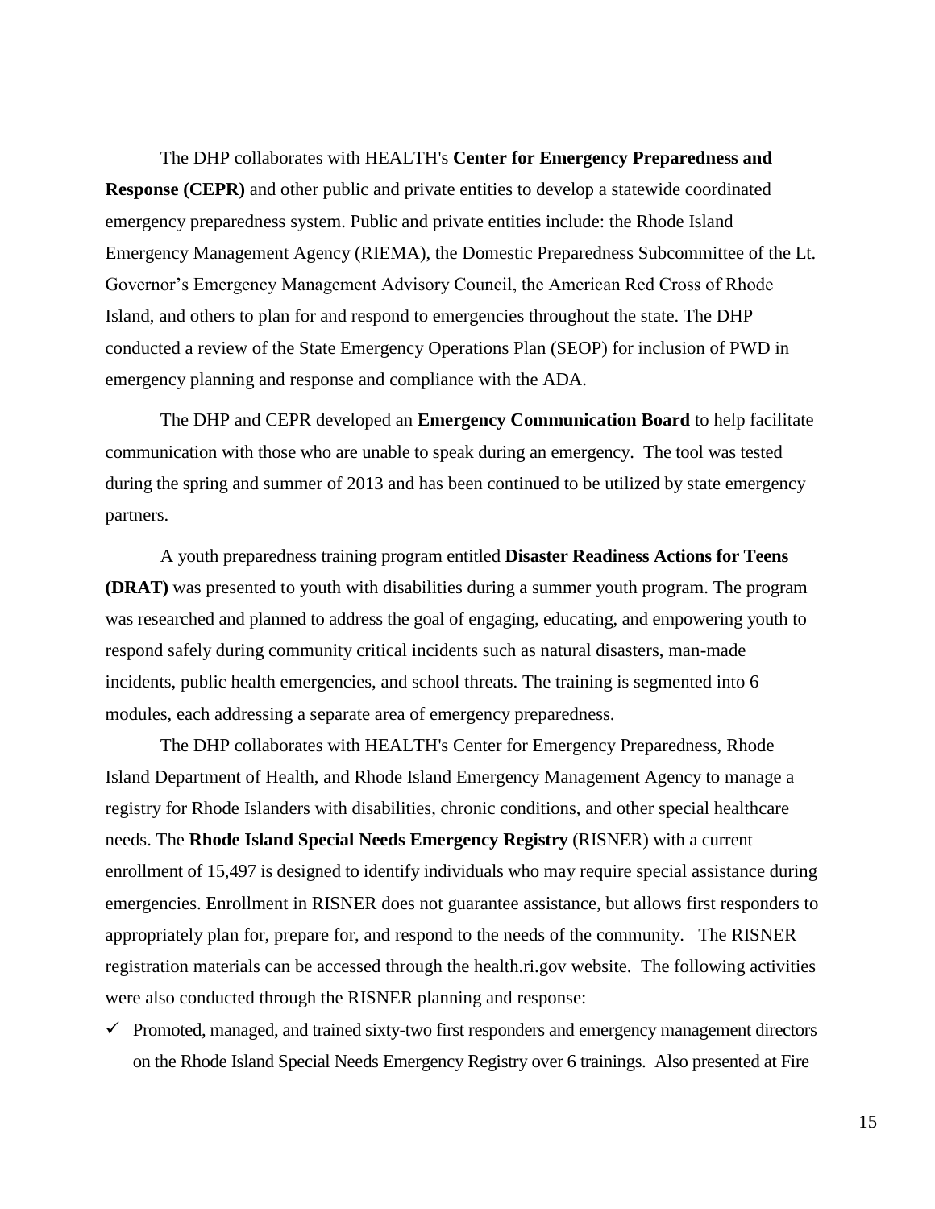The DHP collaborates with HEALTH's **Center for Emergency Preparedness and Response (CEPR)** and other public and private entities to develop a statewide coordinated emergency preparedness system. Public and private entities include: the Rhode Island Emergency Management Agency (RIEMA), the Domestic Preparedness Subcommittee of the Lt. Governor's Emergency Management Advisory Council, the American Red Cross of Rhode Island, and others to plan for and respond to emergencies throughout the state. The DHP conducted a review of the State Emergency Operations Plan (SEOP) for inclusion of PWD in emergency planning and response and compliance with the ADA.

The DHP and CEPR developed an **Emergency Communication Board** to help facilitate communication with those who are unable to speak during an emergency. The tool was tested during the spring and summer of 2013 and has been continued to be utilized by state emergency partners.

A youth preparedness training program entitled **Disaster Readiness Actions for Teens (DRAT)** was presented to youth with disabilities during a summer youth program. The program was researched and planned to address the goal of engaging, educating, and empowering youth to respond safely during community critical incidents such as natural disasters, man-made incidents, public health emergencies, and school threats. The training is segmented into 6 modules, each addressing a separate area of emergency preparedness.

The DHP collaborates with HEALTH's Center for Emergency Preparedness, Rhode Island Department of Health, and Rhode Island Emergency Management Agency to manage a registry for Rhode Islanders with disabilities, chronic conditions, and other special healthcare needs. The **Rhode Island Special Needs Emergency Registry** (RISNER) with a current enrollment of 15,497 is designed to identify individuals who may require special assistance during emergencies. Enrollment in RISNER does not guarantee assistance, but allows first responders to appropriately plan for, prepare for, and respond to the needs of the community. The RISNER registration materials can be accessed through the health.ri.gov website. The following activities were also conducted through the RISNER planning and response:

- ✓ Promoted, managed, and trained sixty-two first responders and emergency management directors on the Rhode Island Special Needs Emergency Registry over 6 trainings. Also presented at Fire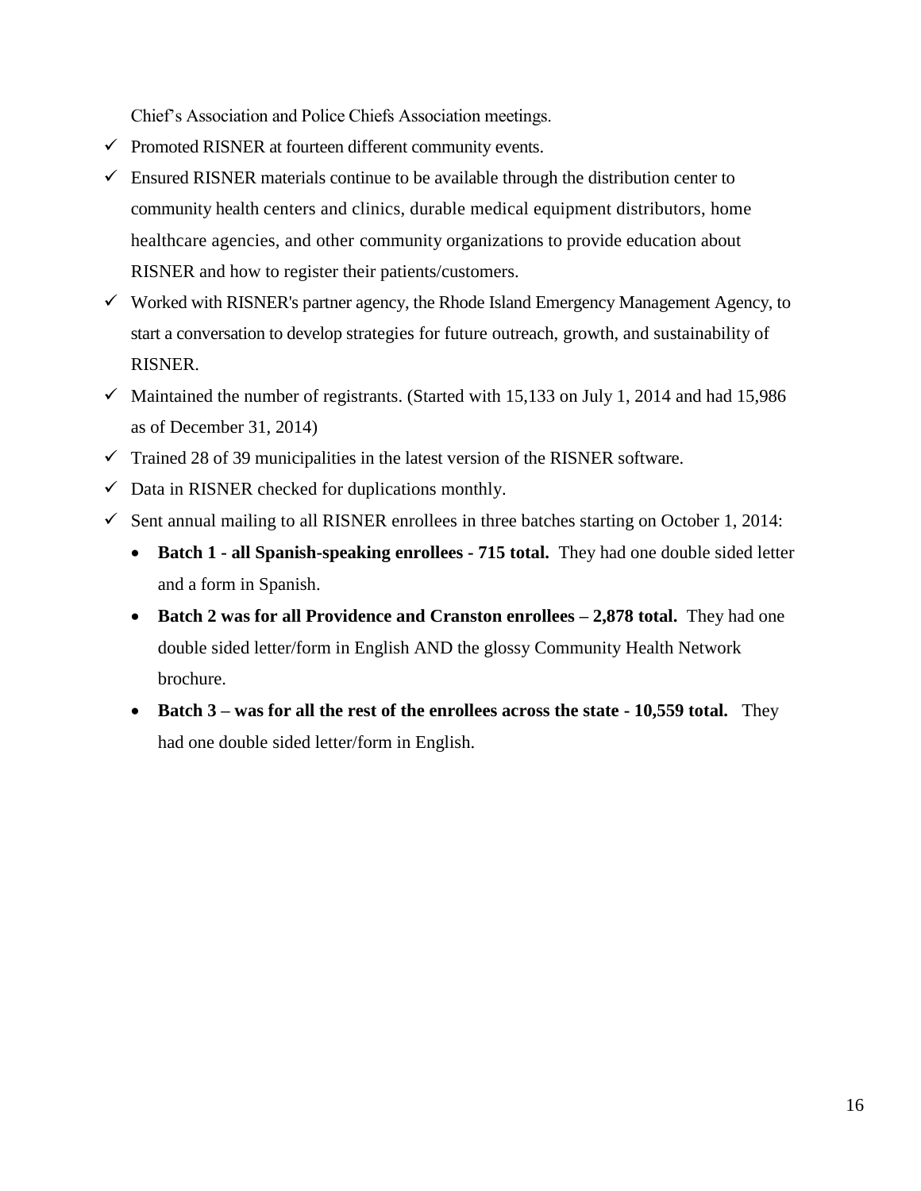Chief's Association and Police Chiefs Association meetings.

- ✓ Promoted RISNER at fourteen different community events.
- ✓ Ensured RISNER materials continue to be available through the distribution center to community health centers and clinics, durable medical equipment distributors, home healthcare agencies, and other community organizations to provide education about RISNER and how to register their patients/customers.
- ✓ Worked with RISNER's partner agency, the Rhode Island Emergency Management Agency, to start a conversation to develop strategies for future outreach, growth, and sustainability of RISNER.
- ✓ Maintained the number of registrants. (Started with 15,133 on July 1, 2014 and had 15,986 as of December 31, 2014)
- ✓ Trained 28 of 39 municipalities in the latest version of the RISNER software.
- ✓ Data in RISNER checked for duplications monthly.
- ✓ Sent annual mailing to all RISNER enrollees in three batches starting on October 1, 2014:
  - **Batch 1 - all Spanish-speaking enrollees - 715 total.** They had one double sided letter and a form in Spanish.
  - **Batch 2 was for all Providence and Cranston enrollees – 2,878 total.** They had one double sided letter/form in English AND the glossy Community Health Network brochure.
  - **Batch 3 – was for all the rest of the enrollees across the state - 10,559 total.** They had one double sided letter/form in English.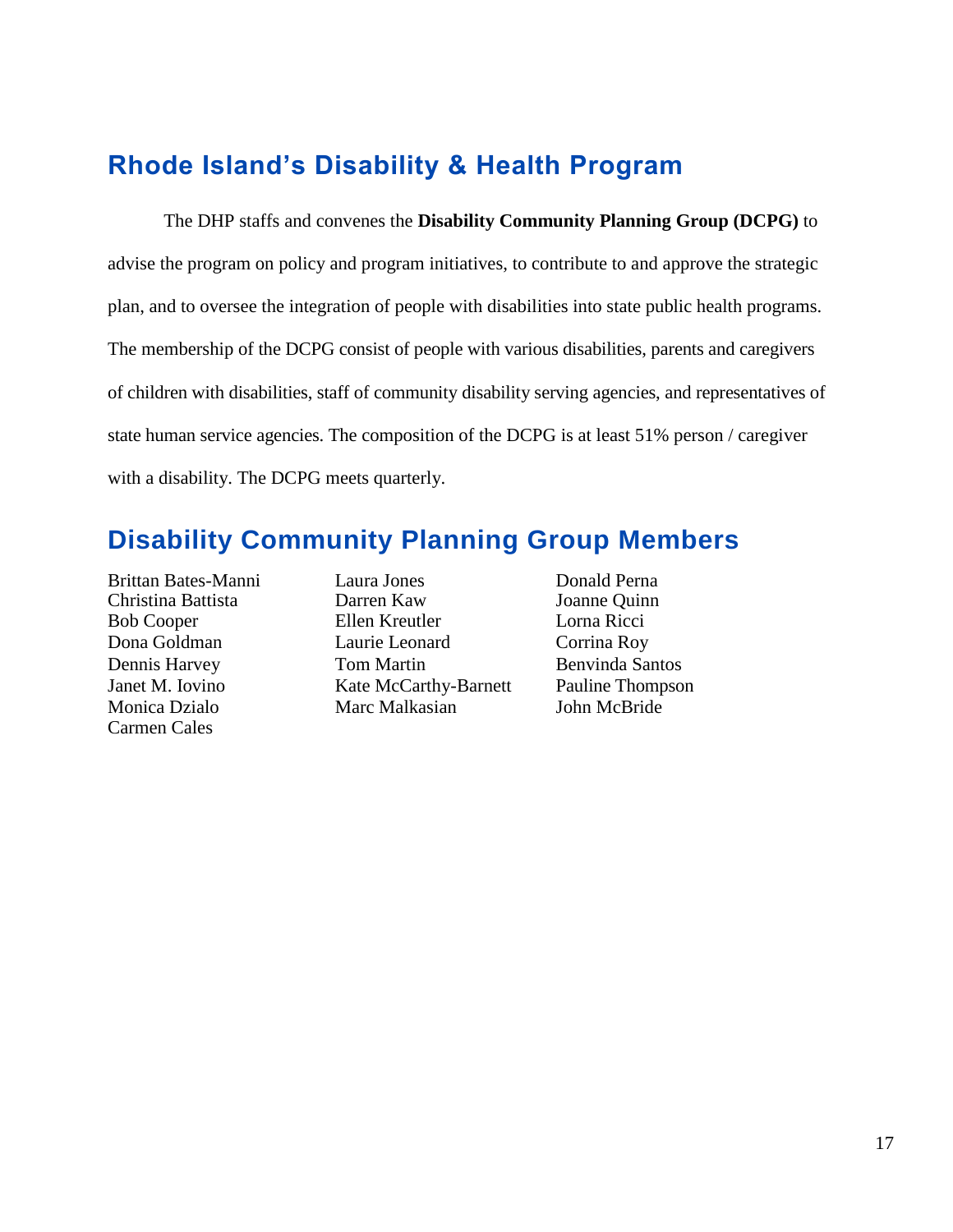## Rhode Island's Disability & Health Program

The DHP staffs and convenes the **Disability Community Planning Group (DCPG)** to advise the program on policy and program initiatives, to contribute to and approve the strategic plan, and to oversee the integration of people with disabilities into state public health programs. The membership of the DCPG consist of people with various disabilities, parents and caregivers of children with disabilities, staff of community disability serving agencies, and representatives of state human service agencies. The composition of the DCPG is at least 51% person / caregiver with a disability. The DCPG meets quarterly.

## Disability Community Planning Group Members

Brittan Bates-Manni
Christina Battista
Bob Cooper
Dona Goldman
Dennis Harvey
Janet M. Iovino
Monica Dzialo
Carmen Cales
Laura Jones
Darren Kaw
Ellen Kreutler
Laurie Leonard
Tom Martin
Kate McCarthy-Barnett
Marc Malkasian
Donald Perna
Joanne Quinn
Lorna Ricci
Corrina Roy
Benvinda Santos
Pauline Thompson
John McBride